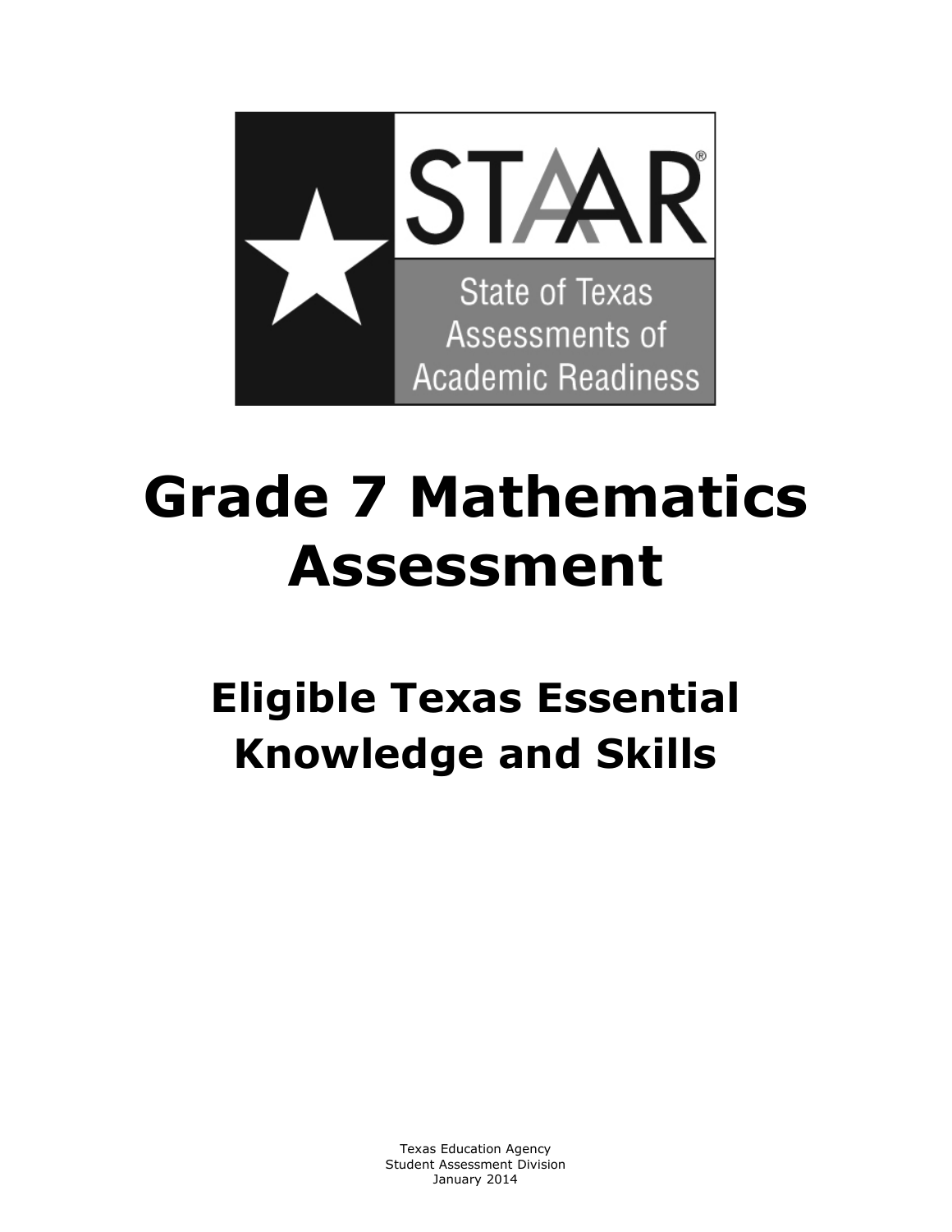STAAR®

State of Texas Assessments of Academic Readiness

# Grade 7 Mathematics Assessment

## Eligible Texas Essential Knowledge and Skills

Texas Education Agency
Student Assessment Division
January 2014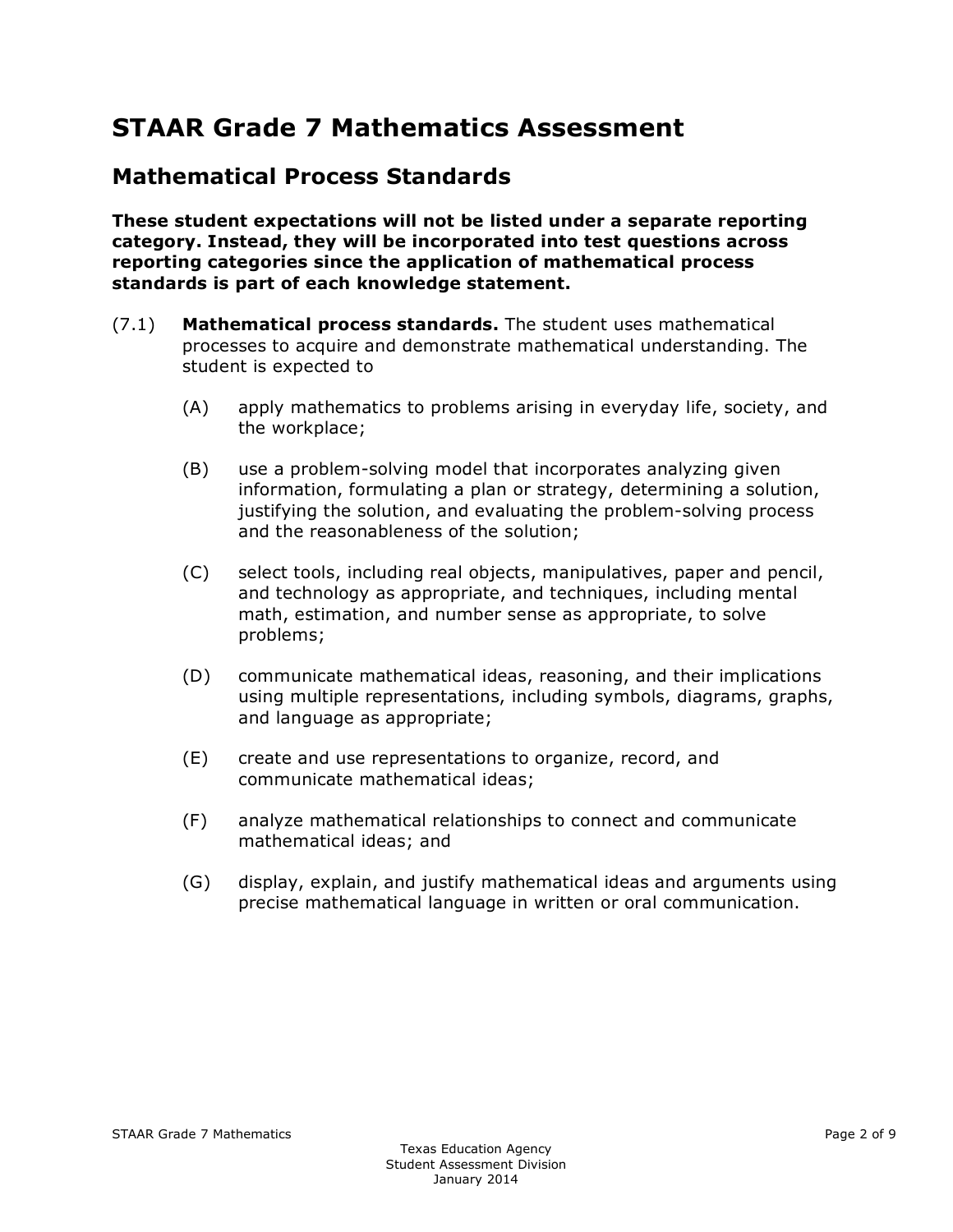# STAAR Grade 7 Mathematics Assessment

## Mathematical Process Standards

**These student expectations will not be listed under a separate reporting category. Instead, they will be incorporated into test questions across reporting categories since the application of mathematical process standards is part of each knowledge statement.**

(7.1) **Mathematical process standards.** The student uses mathematical processes to acquire and demonstrate mathematical understanding. The student is expected to

- (A) apply mathematics to problems arising in everyday life, society, and the workplace;
- (B) use a problem-solving model that incorporates analyzing given information, formulating a plan or strategy, determining a solution, justifying the solution, and evaluating the problem-solving process and the reasonableness of the solution;
- (C) select tools, including real objects, manipulatives, paper and pencil, and technology as appropriate, and techniques, including mental math, estimation, and number sense as appropriate, to solve problems;
- (D) communicate mathematical ideas, reasoning, and their implications using multiple representations, including symbols, diagrams, graphs, and language as appropriate;
- (E) create and use representations to organize, record, and communicate mathematical ideas;
- (F) analyze mathematical relationships to connect and communicate mathematical ideas; and
- (G) display, explain, and justify mathematical ideas and arguments using precise mathematical language in written or oral communication.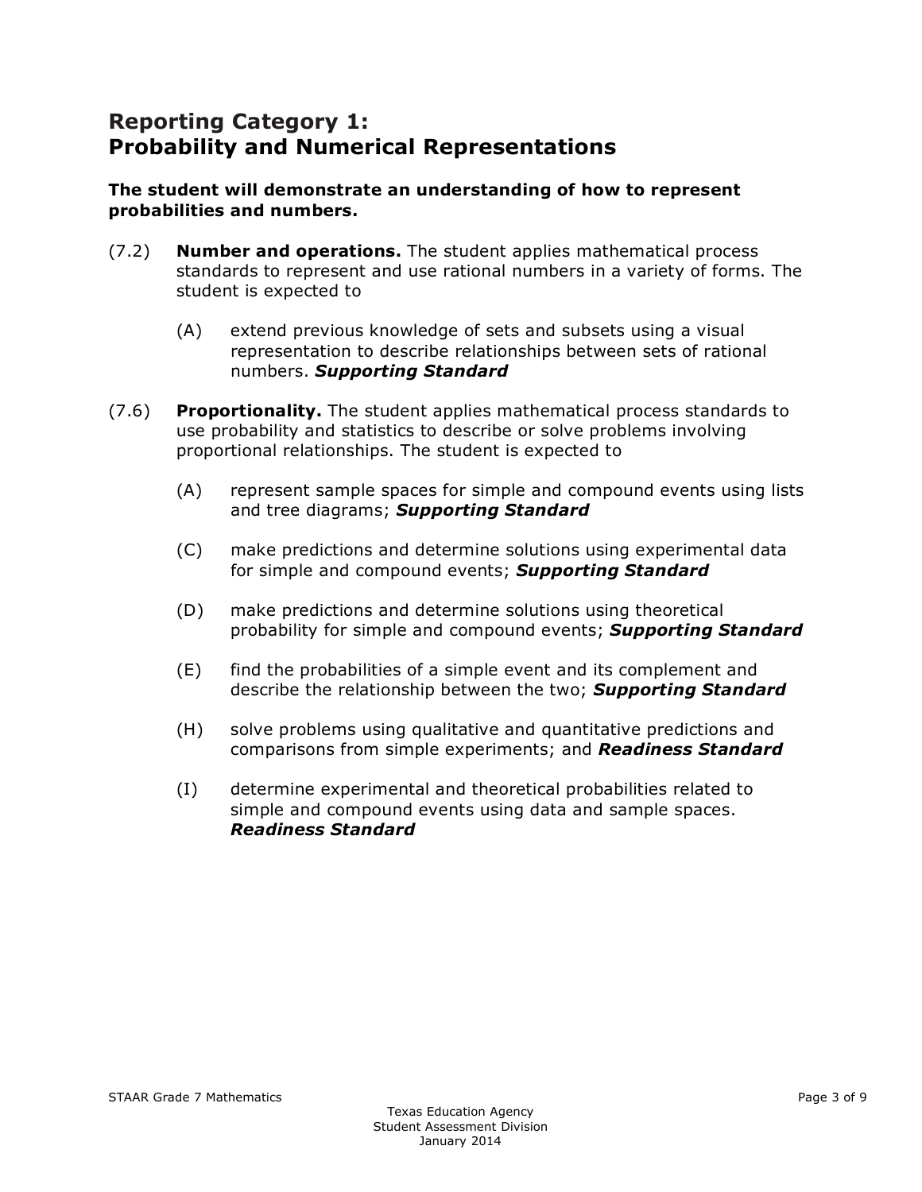## Reporting Category 1: Probability and Numerical Representations

**The student will demonstrate an understanding of how to represent probabilities and numbers.**

(7.2) **Number and operations.** The student applies mathematical process standards to represent and use rational numbers in a variety of forms. The student is expected to

- (A) extend previous knowledge of sets and subsets using a visual representation to describe relationships between sets of rational numbers. ***Supporting Standard***

(7.6) **Proportionality.** The student applies mathematical process standards to use probability and statistics to describe or solve problems involving proportional relationships. The student is expected to

- (A) represent sample spaces for simple and compound events using lists and tree diagrams; ***Supporting Standard***
- (C) make predictions and determine solutions using experimental data for simple and compound events; ***Supporting Standard***
- (D) make predictions and determine solutions using theoretical probability for simple and compound events; ***Supporting Standard***
- (E) find the probabilities of a simple event and its complement and describe the relationship between the two; ***Supporting Standard***
- (H) solve problems using qualitative and quantitative predictions and comparisons from simple experiments; and ***Readiness Standard***
- (I) determine experimental and theoretical probabilities related to simple and compound events using data and sample spaces. ***Readiness Standard***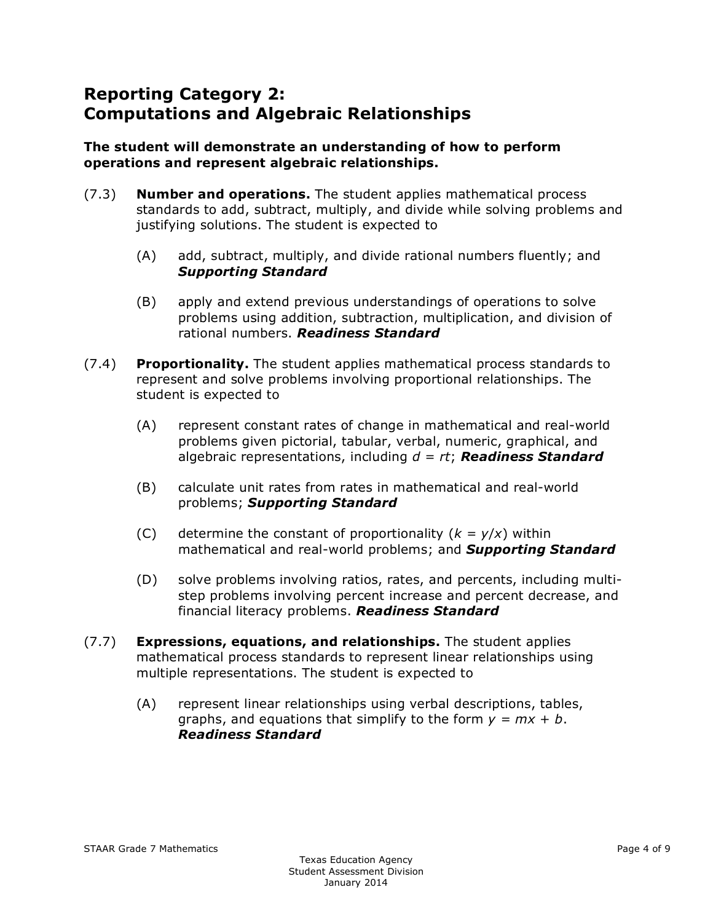## Reporting Category 2: Computations and Algebraic Relationships

**The student will demonstrate an understanding of how to perform operations and represent algebraic relationships.**

(7.3) **Number and operations.** The student applies mathematical process standards to add, subtract, multiply, and divide while solving problems and justifying solutions. The student is expected to

- (A) add, subtract, multiply, and divide rational numbers fluently; and ***Supporting Standard***
- (B) apply and extend previous understandings of operations to solve problems using addition, subtraction, multiplication, and division of rational numbers. ***Readiness Standard***

(7.4) **Proportionality.** The student applies mathematical process standards to represent and solve problems involving proportional relationships. The student is expected to

- (A) represent constant rates of change in mathematical and real-world problems given pictorial, tabular, verbal, numeric, graphical, and algebraic representations, including $d = rt$; ***Readiness Standard***
- (B) calculate unit rates from rates in mathematical and real-world problems; ***Supporting Standard***
- (C) determine the constant of proportionality ($k = y/x$) within mathematical and real-world problems; and ***Supporting Standard***
- (D) solve problems involving ratios, rates, and percents, including multi-step problems involving percent increase and percent decrease, and financial literacy problems. ***Readiness Standard***

(7.7) **Expressions, equations, and relationships.** The student applies mathematical process standards to represent linear relationships using multiple representations. The student is expected to

- (A) represent linear relationships using verbal descriptions, tables, graphs, and equations that simplify to the form $y = mx + b$. ***Readiness Standard***

Texas Education Agency
Student Assessment Division
January 2014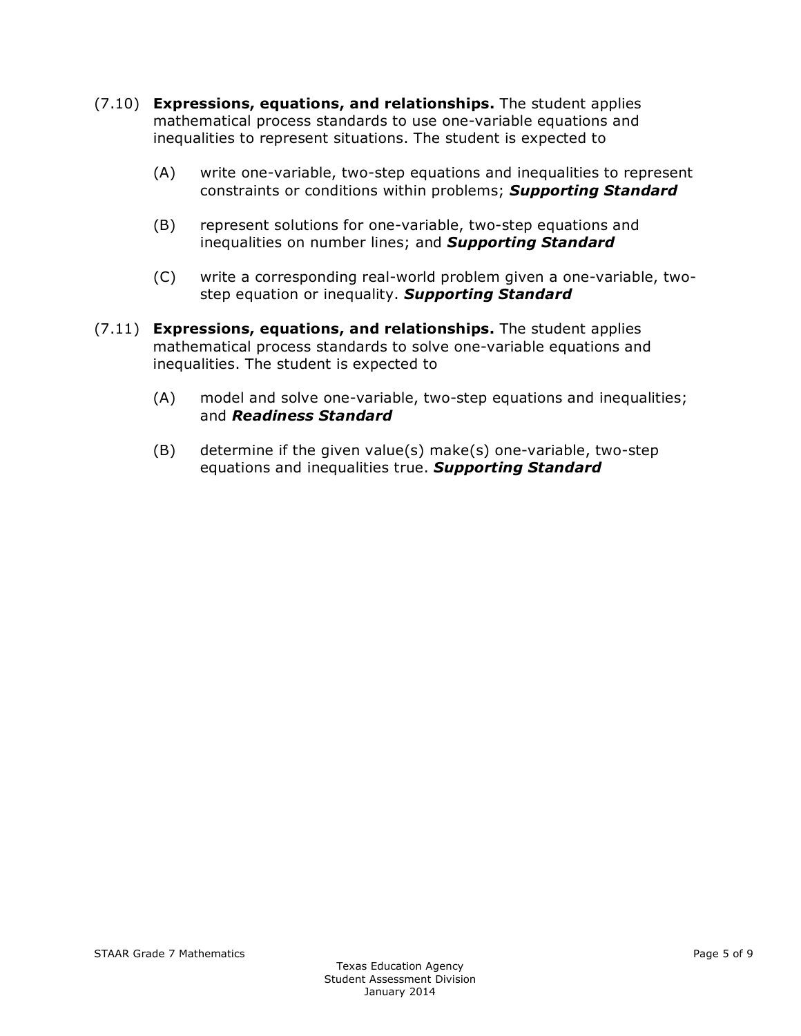(7.10) **Expressions, equations, and relationships.** The student applies mathematical process standards to use one-variable equations and inequalities to represent situations. The student is expected to

- (A) write one-variable, two-step equations and inequalities to represent constraints or conditions within problems; ***Supporting Standard***
- (B) represent solutions for one-variable, two-step equations and inequalities on number lines; and ***Supporting Standard***
- (C) write a corresponding real-world problem given a one-variable, two-step equation or inequality. ***Supporting Standard***

(7.11) **Expressions, equations, and relationships.** The student applies mathematical process standards to solve one-variable equations and inequalities. The student is expected to

- (A) model and solve one-variable, two-step equations and inequalities; and ***Readiness Standard***
- (B) determine if the given value(s) make(s) one-variable, two-step equations and inequalities true. ***Supporting Standard***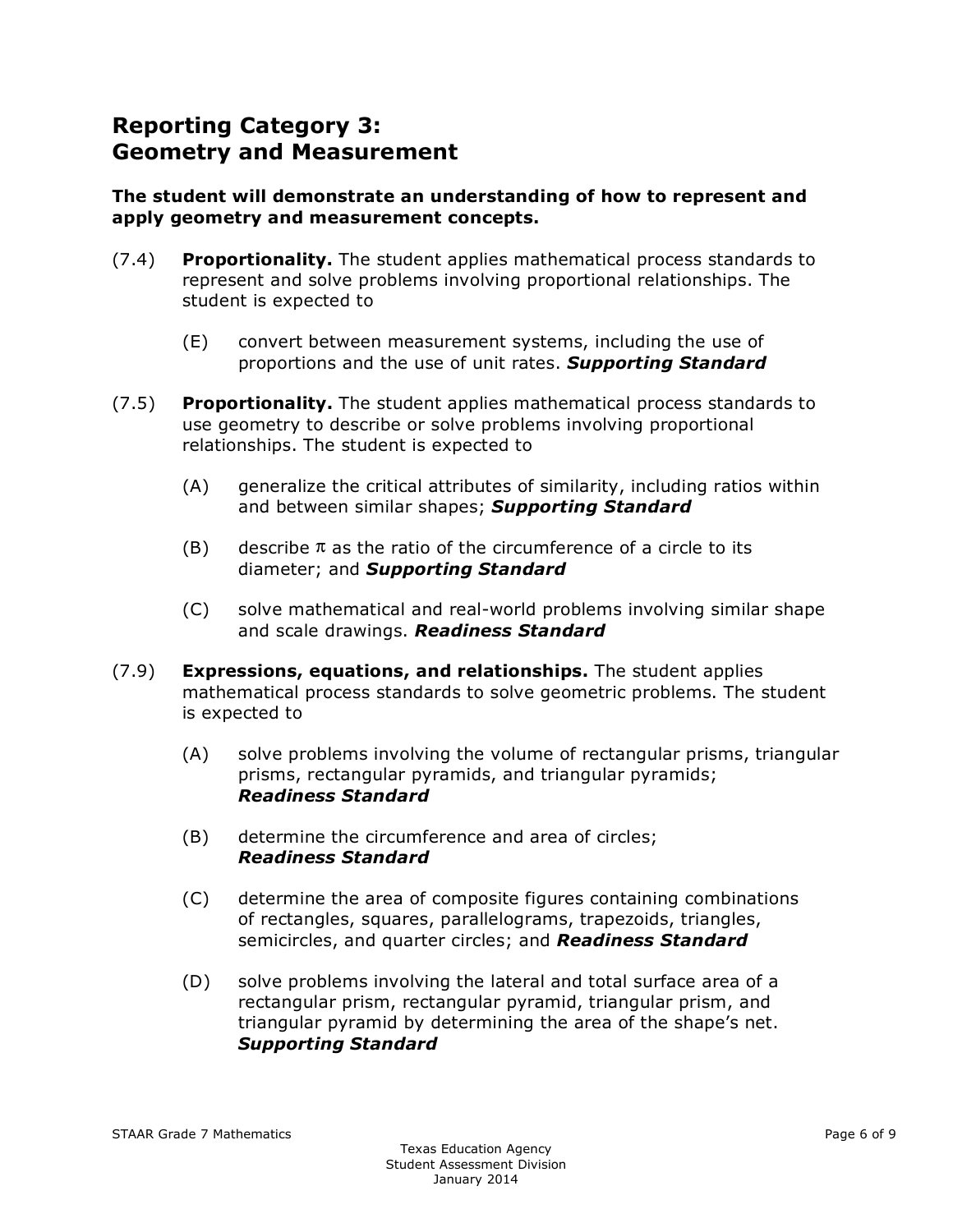## Reporting Category 3:
## Geometry and Measurement

**The student will demonstrate an understanding of how to represent and apply geometry and measurement concepts.**

(7.4) **Proportionality.** The student applies mathematical process standards to represent and solve problems involving proportional relationships. The student is expected to

- (E) convert between measurement systems, including the use of proportions and the use of unit rates. ***Supporting Standard***

(7.5) **Proportionality.** The student applies mathematical process standards to use geometry to describe or solve problems involving proportional relationships. The student is expected to

- (A) generalize the critical attributes of similarity, including ratios within and between similar shapes; ***Supporting Standard***
- (B) describe $\pi$ as the ratio of the circumference of a circle to its diameter; and ***Supporting Standard***
- (C) solve mathematical and real-world problems involving similar shape and scale drawings. ***Readiness Standard***

(7.9) **Expressions, equations, and relationships.** The student applies mathematical process standards to solve geometric problems. The student is expected to

- (A) solve problems involving the volume of rectangular prisms, triangular prisms, rectangular pyramids, and triangular pyramids; ***Readiness Standard***
- (B) determine the circumference and area of circles; ***Readiness Standard***
- (C) determine the area of composite figures containing combinations of rectangles, squares, parallelograms, trapezoids, triangles, semicircles, and quarter circles; and ***Readiness Standard***
- (D) solve problems involving the lateral and total surface area of a rectangular prism, rectangular pyramid, triangular prism, and triangular pyramid by determining the area of the shape's net. ***Supporting Standard***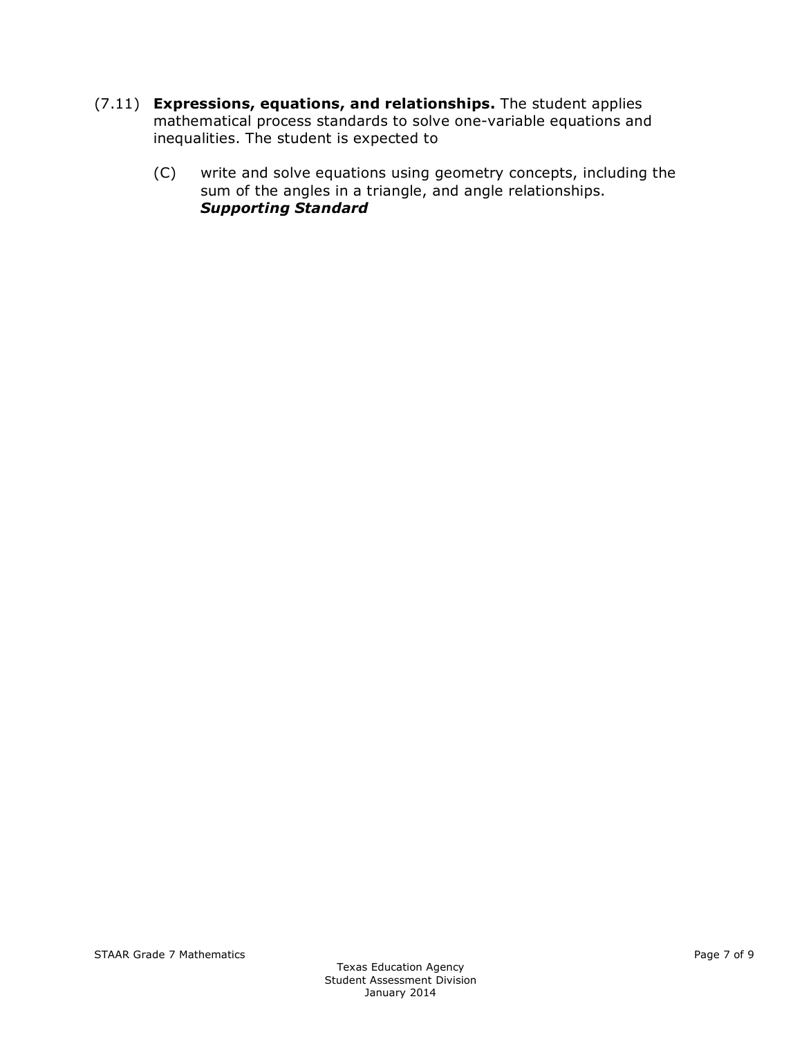(7.11) **Expressions, equations, and relationships.** The student applies mathematical process standards to solve one-variable equations and inequalities. The student is expected to

- (C) write and solve equations using geometry concepts, including the sum of the angles in a triangle, and angle relationships. ***Supporting Standard***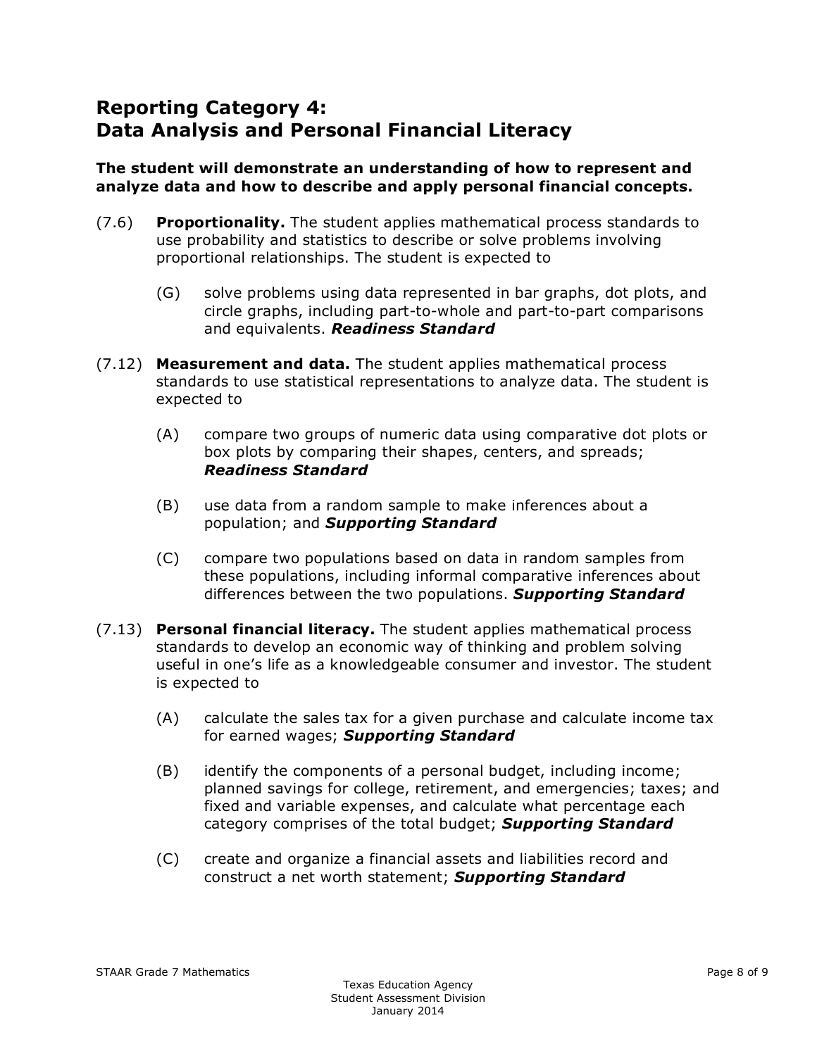## Reporting Category 4: Data Analysis and Personal Financial Literacy

**The student will demonstrate an understanding of how to represent and analyze data and how to describe and apply personal financial concepts.**

(7.6) **Proportionality.** The student applies mathematical process standards to use probability and statistics to describe or solve problems involving proportional relationships. The student is expected to

- (G) solve problems using data represented in bar graphs, dot plots, and circle graphs, including part-to-whole and part-to-part comparisons and equivalents. ***Readiness Standard***

(7.12) **Measurement and data.** The student applies mathematical process standards to use statistical representations to analyze data. The student is expected to

- (A) compare two groups of numeric data using comparative dot plots or box plots by comparing their shapes, centers, and spreads; ***Readiness Standard***
- (B) use data from a random sample to make inferences about a population; and ***Supporting Standard***
- (C) compare two populations based on data in random samples from these populations, including informal comparative inferences about differences between the two populations. ***Supporting Standard***

(7.13) **Personal financial literacy.** The student applies mathematical process standards to develop an economic way of thinking and problem solving useful in one's life as a knowledgeable consumer and investor. The student is expected to

- (A) calculate the sales tax for a given purchase and calculate income tax for earned wages; ***Supporting Standard***
- (B) identify the components of a personal budget, including income; planned savings for college, retirement, and emergencies; taxes; and fixed and variable expenses, and calculate what percentage each category comprises of the total budget; ***Supporting Standard***
- (C) create and organize a financial assets and liabilities record and construct a net worth statement; ***Supporting Standard***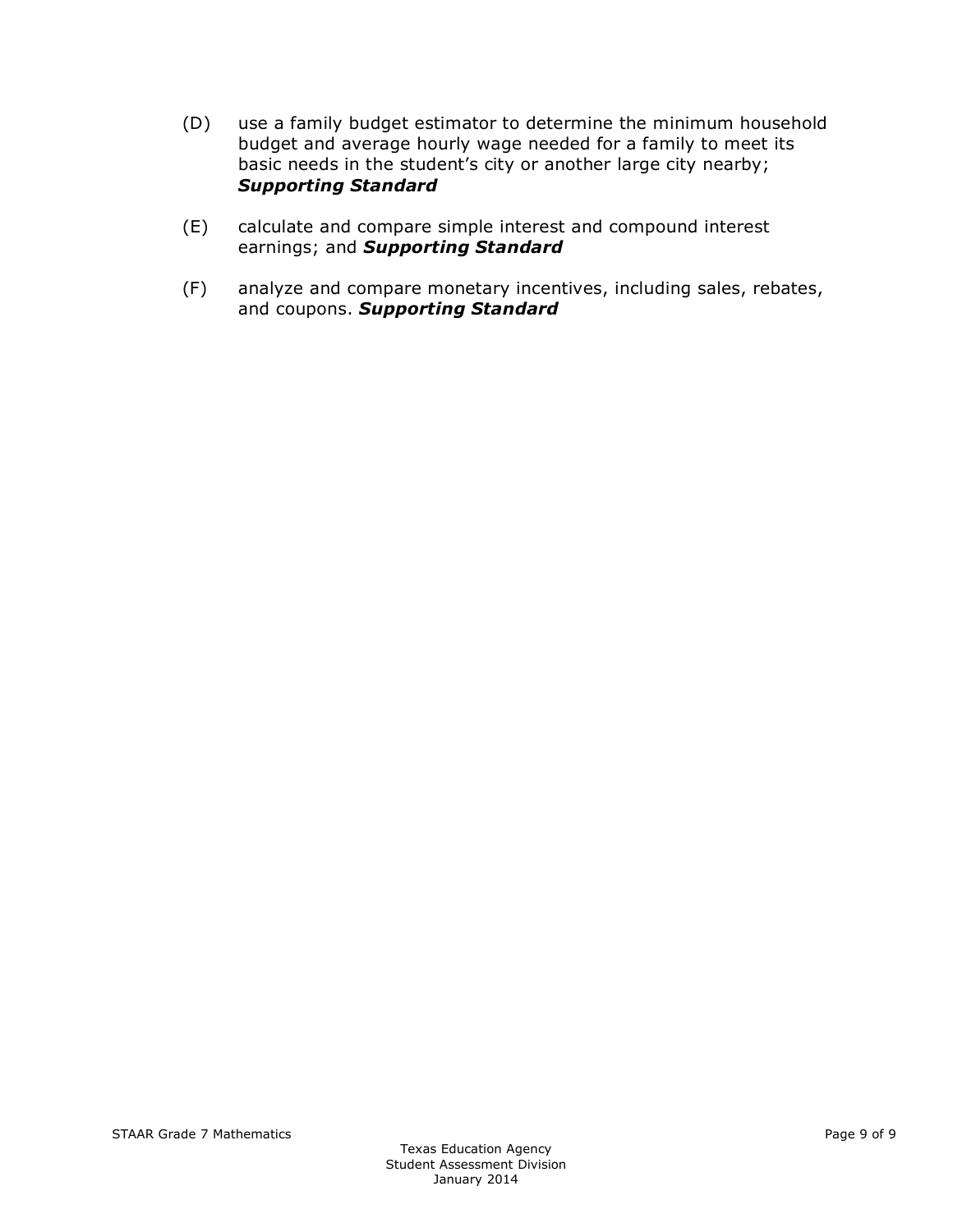(D) use a family budget estimator to determine the minimum household budget and average hourly wage needed for a family to meet its basic needs in the student's city or another large city nearby; ***Supporting Standard***

(E) calculate and compare simple interest and compound interest earnings; and ***Supporting Standard***

(F) analyze and compare monetary incentives, including sales, rebates, and coupons. ***Supporting Standard***